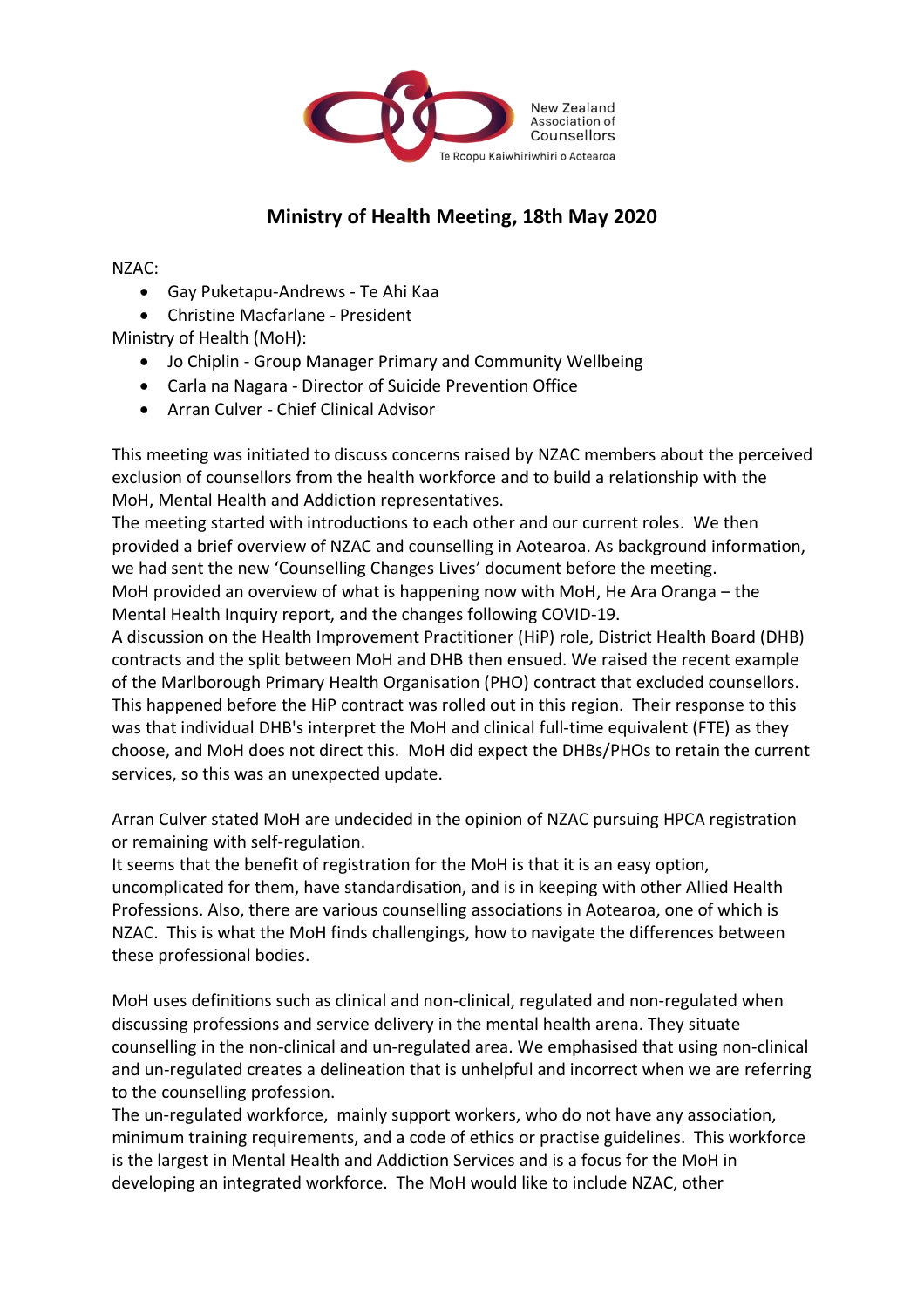New Zealand Association of Counsellors

Te Roopu Kaiwhiriwhiri o Aotearoa

# Ministry of Health Meeting, 18th May 2020

NZAC:

- Gay Puketapu-Andrews - Te Ahi Kaa
- Christine Macfarlane - President

Ministry of Health (MoH):

- Jo Chiplin - Group Manager Primary and Community Wellbeing
- Carla na Nagara - Director of Suicide Prevention Office
- Arran Culver - Chief Clinical Advisor

This meeting was initiated to discuss concerns raised by NZAC members about the perceived exclusion of counsellors from the health workforce and to build a relationship with the MoH, Mental Health and Addiction representatives.

The meeting started with introductions to each other and our current roles. We then provided a brief overview of NZAC and counselling in Aotearoa. As background information, we had sent the new 'Counselling Changes Lives' document before the meeting.

MoH provided an overview of what is happening now with MoH, He Ara Oranga – the Mental Health Inquiry report, and the changes following COVID-19.

A discussion on the Health Improvement Practitioner (HiP) role, District Health Board (DHB) contracts and the split between MoH and DHB then ensued. We raised the recent example of the Marlborough Primary Health Organisation (PHO) contract that excluded counsellors. This happened before the HiP contract was rolled out in this region. Their response to this was that individual DHB's interpret the MoH and clinical full-time equivalent (FTE) as they choose, and MoH does not direct this. MoH did expect the DHBs/PHOs to retain the current services, so this was an unexpected update.

Arran Culver stated MoH are undecided in the opinion of NZAC pursuing HPCA registration or remaining with self-regulation.

It seems that the benefit of registration for the MoH is that it is an easy option, uncomplicated for them, have standardisation, and is in keeping with other Allied Health Professions. Also, there are various counselling associations in Aotearoa, one of which is NZAC. This is what the MoH finds challengings, how to navigate the differences between these professional bodies.

MoH uses definitions such as clinical and non-clinical, regulated and non-regulated when discussing professions and service delivery in the mental health arena. They situate counselling in the non-clinical and un-regulated area. We emphasised that using non-clinical and un-regulated creates a delineation that is unhelpful and incorrect when we are referring to the counselling profession.

The un-regulated workforce, mainly support workers, who do not have any association, minimum training requirements, and a code of ethics or practise guidelines. This workforce is the largest in Mental Health and Addiction Services and is a focus for the MoH in developing an integrated workforce. The MoH would like to include NZAC, other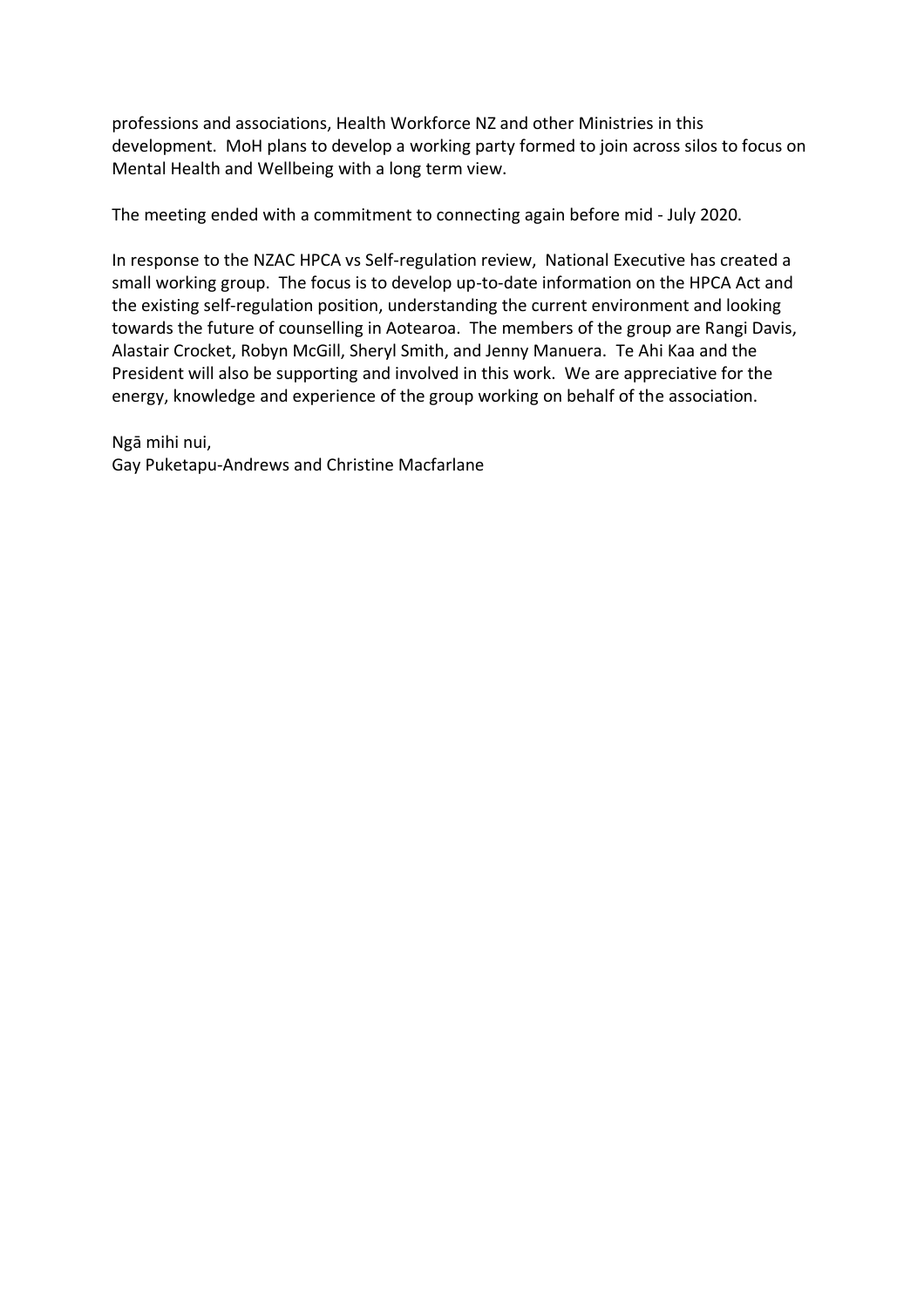professions and associations, Health Workforce NZ and other Ministries in this development. MoH plans to develop a working party formed to join across silos to focus on Mental Health and Wellbeing with a long term view.

The meeting ended with a commitment to connecting again before mid - July 2020.

In response to the NZAC HPCA vs Self-regulation review, National Executive has created a small working group. The focus is to develop up-to-date information on the HPCA Act and the existing self-regulation position, understanding the current environment and looking towards the future of counselling in Aotearoa. The members of the group are Rangi Davis, Alastair Crocket, Robyn McGill, Sheryl Smith, and Jenny Manuera. Te Ahi Kaa and the President will also be supporting and involved in this work. We are appreciative for the energy, knowledge and experience of the group working on behalf of the association.

Ngā mihi nui,
Gay Puketapu-Andrews and Christine Macfarlane